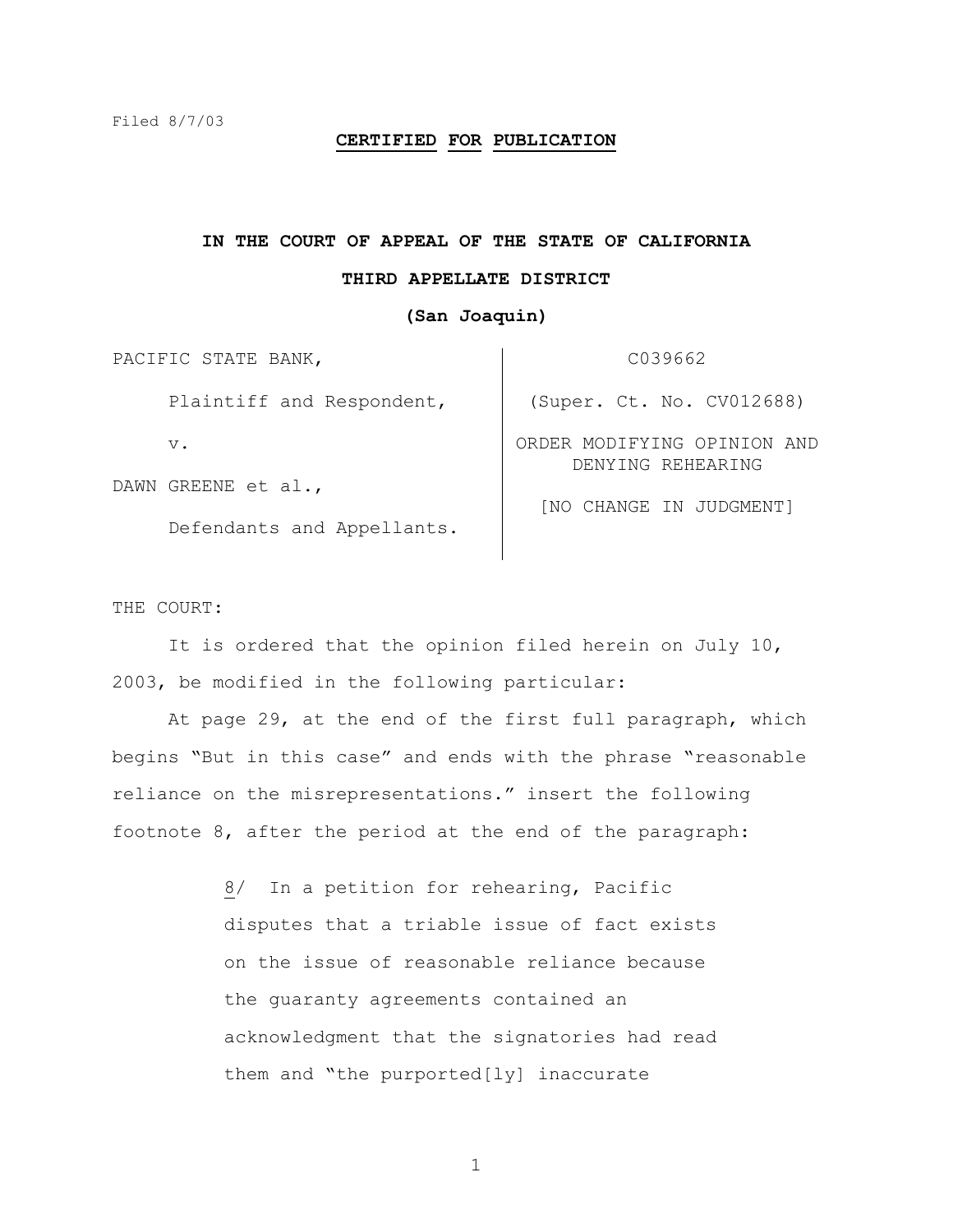Filed 8/7/03

**CERTIFIED FOR PUBLICATION**

**IN THE COURT OF APPEAL OF THE STATE OF CALIFORNIA**

**THIRD APPELLATE DISTRICT**

**(San Joaquin)**

| | |
|---|---|
| PACIFIC STATE BANK, | C039662 |
| Plaintiff and Respondent, | (Super. Ct. No. CV012688) |
| v. | ORDER MODIFYING OPINION AND DENYING REHEARING |
| DAWN GREENE et al., | [NO CHANGE IN JUDGMENT] |
| Defendants and Appellants. | |

THE COURT:

It is ordered that the opinion filed herein on July 10, 2003, be modified in the following particular:

At page 29, at the end of the first full paragraph, which begins "But in this case" and ends with the phrase "reasonable reliance on the misrepresentations." insert the following footnote 8, after the period at the end of the paragraph:

> 8/ In a petition for rehearing, Pacific disputes that a triable issue of fact exists on the issue of reasonable reliance because the guaranty agreements contained an acknowledgment that the signatories had read them and "the purported[ly] inaccurate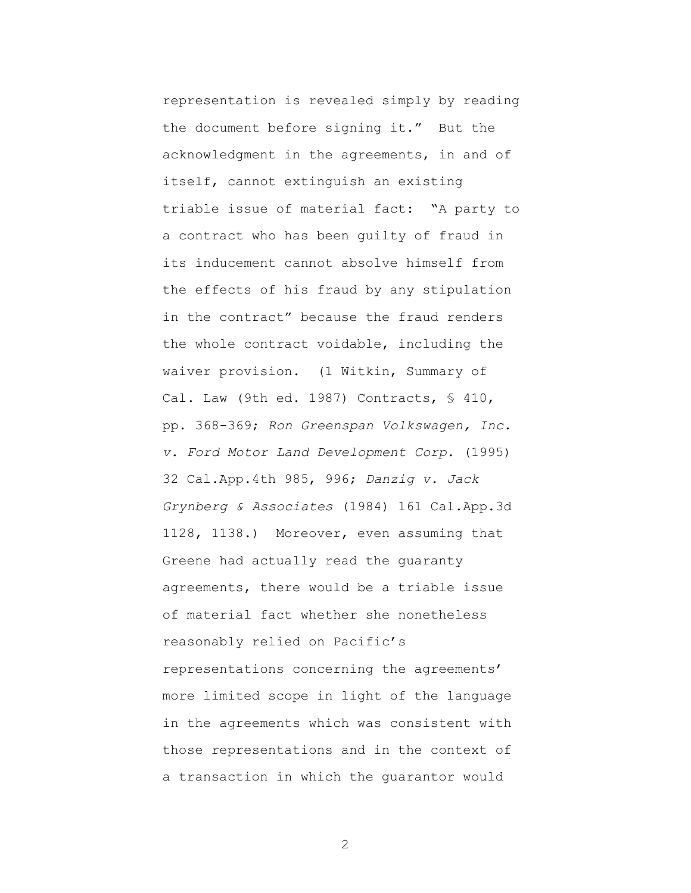representation is revealed simply by reading the document before signing it." But the acknowledgment in the agreements, in and of itself, cannot extinguish an existing triable issue of material fact: "A party to a contract who has been guilty of fraud in its inducement cannot absolve himself from the effects of his fraud by any stipulation in the contract" because the fraud renders the whole contract voidable, including the waiver provision. (1 Witkin, Summary of Cal. Law (9th ed. 1987) Contracts, § 410, pp. 368-369; *Ron Greenspan Volkswagen, Inc. v. Ford Motor Land Development Corp.* (1995) 32 Cal.App.4th 985, 996; *Danzig v. Jack Grynberg & Associates* (1984) 161 Cal.App.3d 1128, 1138.) Moreover, even assuming that Greene had actually read the guaranty agreements, there would be a triable issue of material fact whether she nonetheless reasonably relied on Pacific's representations concerning the agreements' more limited scope in light of the language in the agreements which was consistent with those representations and in the context of a transaction in which the guarantor would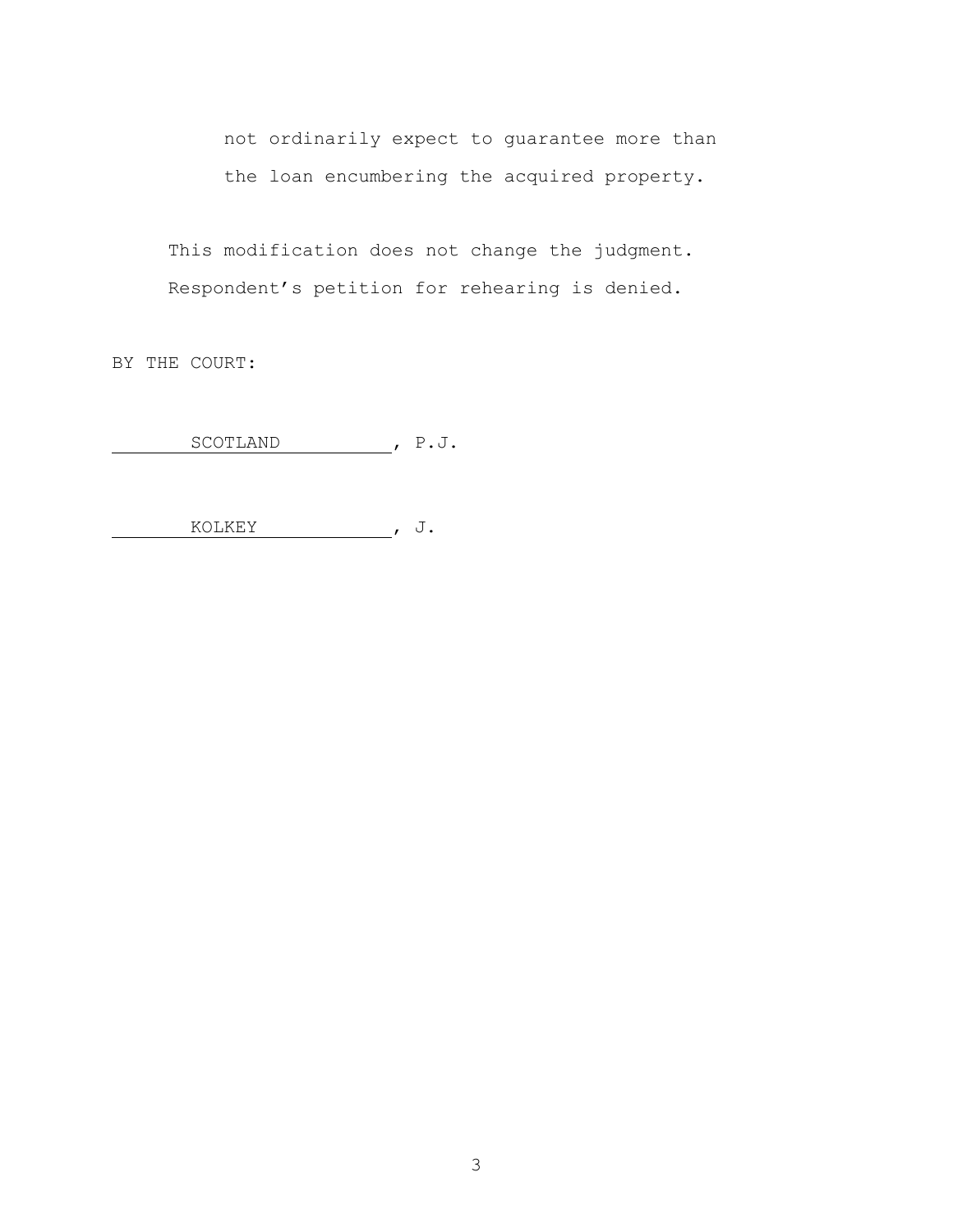not ordinarily expect to guarantee more than the loan encumbering the acquired property.

This modification does not change the judgment. Respondent's petition for rehearing is denied.

BY THE COURT:

SCOTLAND, P.J.

KOLKEY, J.